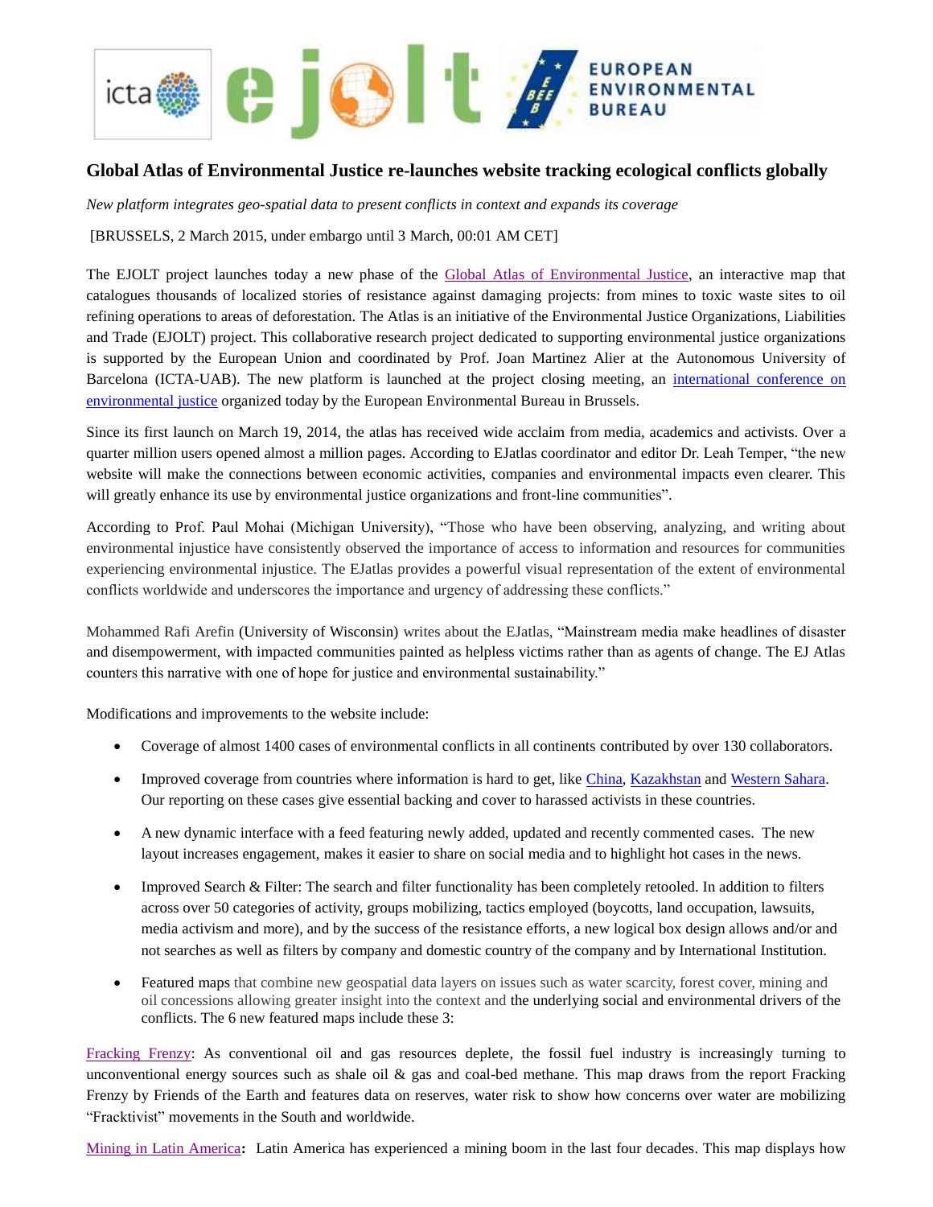# Global Atlas of Environmental Justice re-launches website tracking ecological conflicts globally

*New platform integrates geo-spatial data to present conflicts in context and expands its coverage*

[BRUSSELS, 2 March 2015, under embargo until 3 March, 00:01 AM CET]

The EJOLT project launches today a new phase of the Global Atlas of Environmental Justice, an interactive map that catalogues thousands of localized stories of resistance against damaging projects: from mines to toxic waste sites to oil refining operations to areas of deforestation. The Atlas is an initiative of the Environmental Justice Organizations, Liabilities and Trade (EJOLT) project. This collaborative research project dedicated to supporting environmental justice organizations is supported by the European Union and coordinated by Prof. Joan Martinez Alier at the Autonomous University of Barcelona (ICTA-UAB). The new platform is launched at the project closing meeting, an international conference on environmental justice organized today by the European Environmental Bureau in Brussels.

Since its first launch on March 19, 2014, the atlas has received wide acclaim from media, academics and activists. Over a quarter million users opened almost a million pages. According to EJatlas coordinator and editor Dr. Leah Temper, "the new website will make the connections between economic activities, companies and environmental impacts even clearer. This will greatly enhance its use by environmental justice organizations and front-line communities".

According to Prof. Paul Mohai (Michigan University), "Those who have been observing, analyzing, and writing about environmental injustice have consistently observed the importance of access to information and resources for communities experiencing environmental injustice. The EJatlas provides a powerful visual representation of the extent of environmental conflicts worldwide and underscores the importance and urgency of addressing these conflicts."

Mohammed Rafi Arefin (University of Wisconsin) writes about the EJatlas, "Mainstream media make headlines of disaster and disempowerment, with impacted communities painted as helpless victims rather than as agents of change. The EJ Atlas counters this narrative with one of hope for justice and environmental sustainability."

Modifications and improvements to the website include:

- Coverage of almost 1400 cases of environmental conflicts in all continents contributed by over 130 collaborators.
- Improved coverage from countries where information is hard to get, like China, Kazakhstan and Western Sahara. Our reporting on these cases give essential backing and cover to harassed activists in these countries.
- A new dynamic interface with a feed featuring newly added, updated and recently commented cases. The new layout increases engagement, makes it easier to share on social media and to highlight hot cases in the news.
- Improved Search & Filter: The search and filter functionality has been completely retooled. In addition to filters across over 50 categories of activity, groups mobilizing, tactics employed (boycotts, land occupation, lawsuits, media activism and more), and by the success of the resistance efforts, a new logical box design allows and/or and not searches as well as filters by company and domestic country of the company and by International Institution.
- Featured maps that combine new geospatial data layers on issues such as water scarcity, forest cover, mining and oil concessions allowing greater insight into the context and the underlying social and environmental drivers of the conflicts. The 6 new featured maps include these 3:

Fracking Frenzy: As conventional oil and gas resources deplete, the fossil fuel industry is increasingly turning to unconventional energy sources such as shale oil & gas and coal-bed methane. This map draws from the report Fracking Frenzy by Friends of the Earth and features data on reserves, water risk to show how concerns over water are mobilizing "Fracktivist" movements in the South and worldwide.

**Mining in Latin America:** Latin America has experienced a mining boom in the last four decades. This map displays how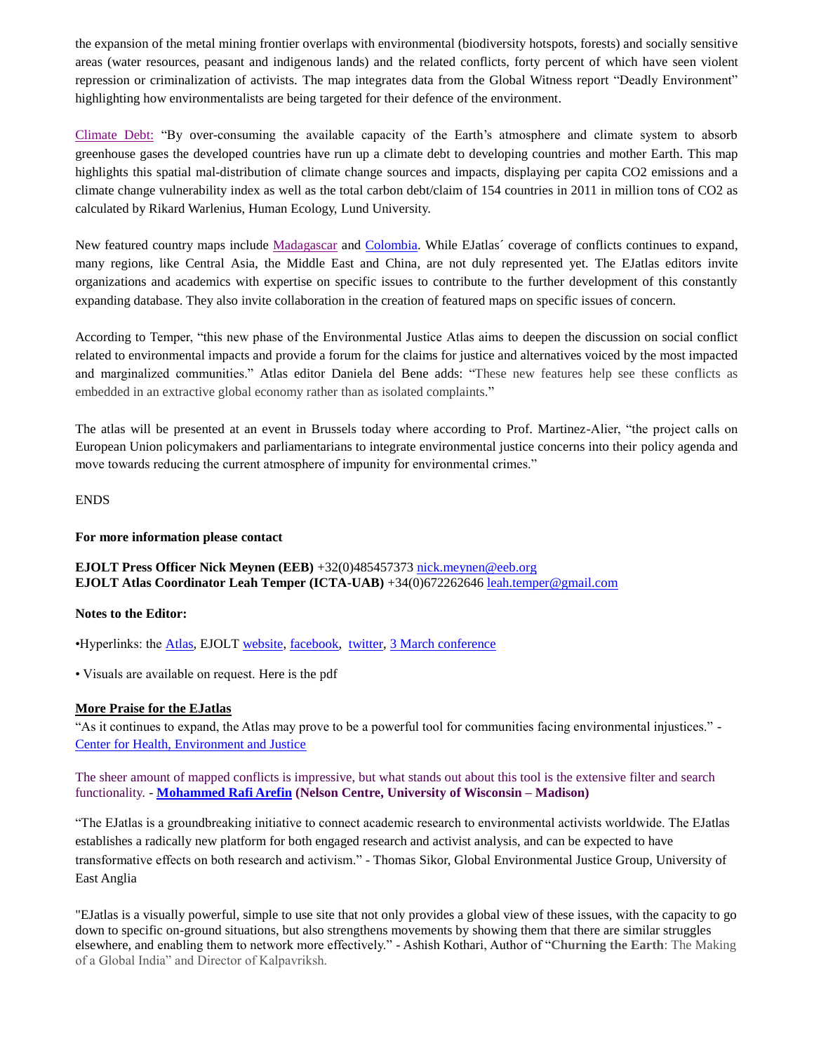the expansion of the metal mining frontier overlaps with environmental (biodiversity hotspots, forests) and socially sensitive areas (water resources, peasant and indigenous lands) and the related conflicts, forty percent of which have seen violent repression or criminalization of activists. The map integrates data from the Global Witness report "Deadly Environment" highlighting how environmentalists are being targeted for their defence of the environment.

Climate Debt: "By over-consuming the available capacity of the Earth's atmosphere and climate system to absorb greenhouse gases the developed countries have run up a climate debt to developing countries and mother Earth. This map highlights this spatial mal-distribution of climate change sources and impacts, displaying per capita $CO_2$ emissions and a climate change vulnerability index as well as the total carbon debt/claim of 154 countries in 2011 in million tons of $CO_2$ as calculated by Rikard Warlenius, Human Ecology, Lund University.

New featured country maps include Madagascar and Colombia. While EJatlas´ coverage of conflicts continues to expand, many regions, like Central Asia, the Middle East and China, are not duly represented yet. The EJatlas editors invite organizations and academics with expertise on specific issues to contribute to the further development of this constantly expanding database. They also invite collaboration in the creation of featured maps on specific issues of concern.

According to Temper, "this new phase of the Environmental Justice Atlas aims to deepen the discussion on social conflict related to environmental impacts and provide a forum for the claims for justice and alternatives voiced by the most impacted and marginalized communities." Atlas editor Daniela del Bene adds: "These new features help see these conflicts as embedded in an extractive global economy rather than as isolated complaints."

The atlas will be presented at an event in Brussels today where according to Prof. Martinez-Alier, "the project calls on European Union policymakers and parliamentarians to integrate environmental justice concerns into their policy agenda and move towards reducing the current atmosphere of impunity for environmental crimes."

ENDS

**For more information please contact**

**EJOLT Press Officer Nick Meynen (EEB)** +32(0)485457373 nick.meynen@eeb.org
**EJOLT Atlas Coordinator Leah Temper (ICTA-UAB)** +34(0)672262646 leah.temper@gmail.com

**Notes to the Editor:**

•Hyperlinks: the Atlas, EJOLT website, facebook, twitter, 3 March conference

• Visuals are available on request. Here is the pdf

**More Praise for the EJatlas**

"As it continues to expand, the Atlas may prove to be a powerful tool for communities facing environmental injustices." - Center for Health, Environment and Justice

The sheer amount of mapped conflicts is impressive, but what stands out about this tool is the extensive filter and search functionality. - **Mohammed Rafi Arefin (Nelson Centre, University of Wisconsin – Madison)**

"The EJatlas is a groundbreaking initiative to connect academic research to environmental activists worldwide. The EJatlas establishes a radically new platform for both engaged research and activist analysis, and can be expected to have transformative effects on both research and activism." - Thomas Sikor, Global Environmental Justice Group, University of East Anglia

"EJatlas is a visually powerful, simple to use site that not only provides a global view of these issues, with the capacity to go down to specific on-ground situations, but also strengthens movements by showing them that there are similar struggles elsewhere, and enabling them to network more effectively." - Ashish Kothari, Author of "**Churning the Earth**: The Making of a Global India" and Director of Kalpavriksh.